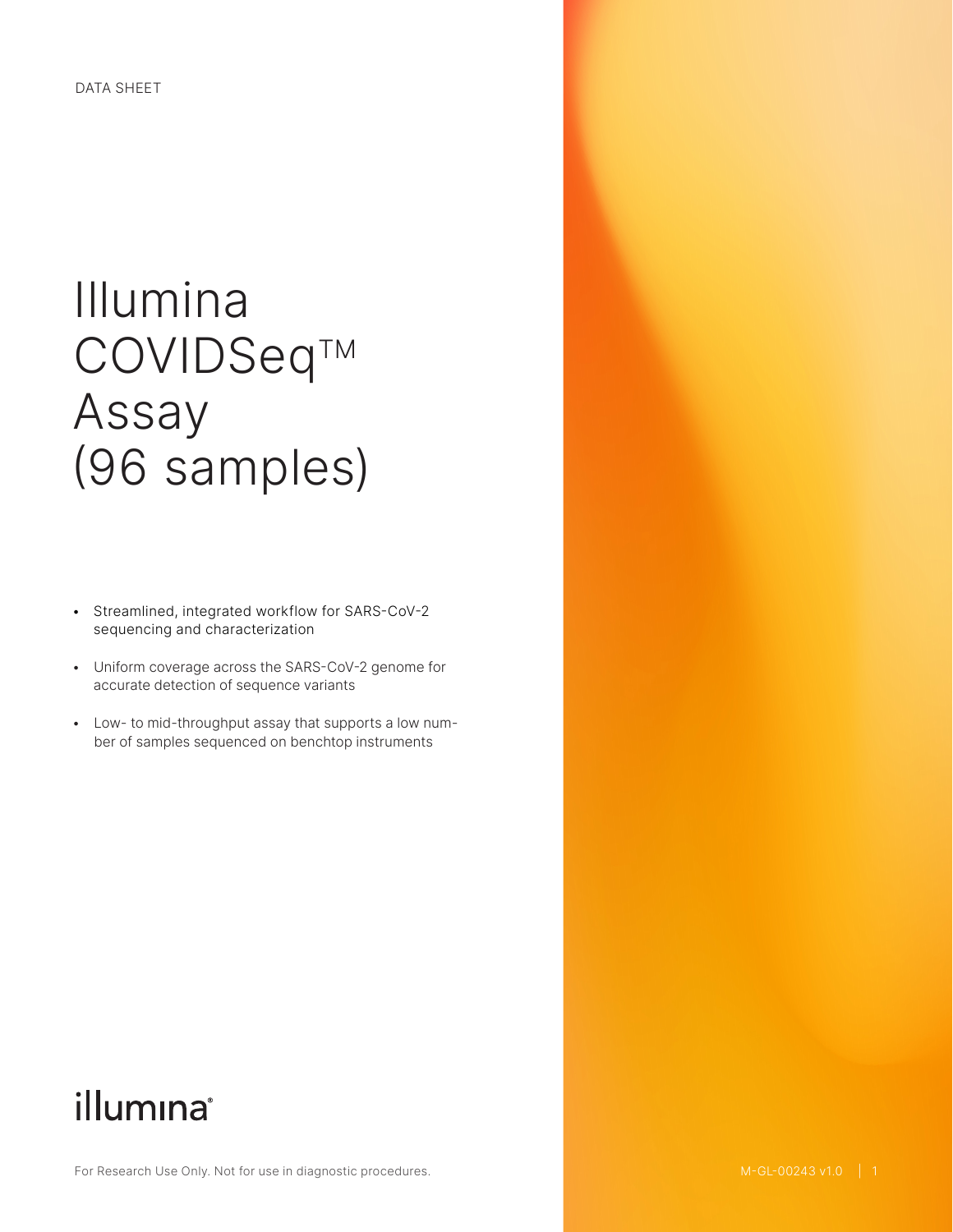DATA SHEET

# Illumina COVIDSeq™ Assay (96 samples)

- Streamlined, integrated workflow for SARS-CoV-2 sequencing and characterization
- Uniform coverage across the SARS-CoV-2 genome for accurate detection of sequence variants
- Low- to mid-throughput assay that supports a low number of samples sequenced on benchtop instruments

illumina®

For Research Use Only. Not for use in diagnostic procedures.

M-GL-00243 v1.0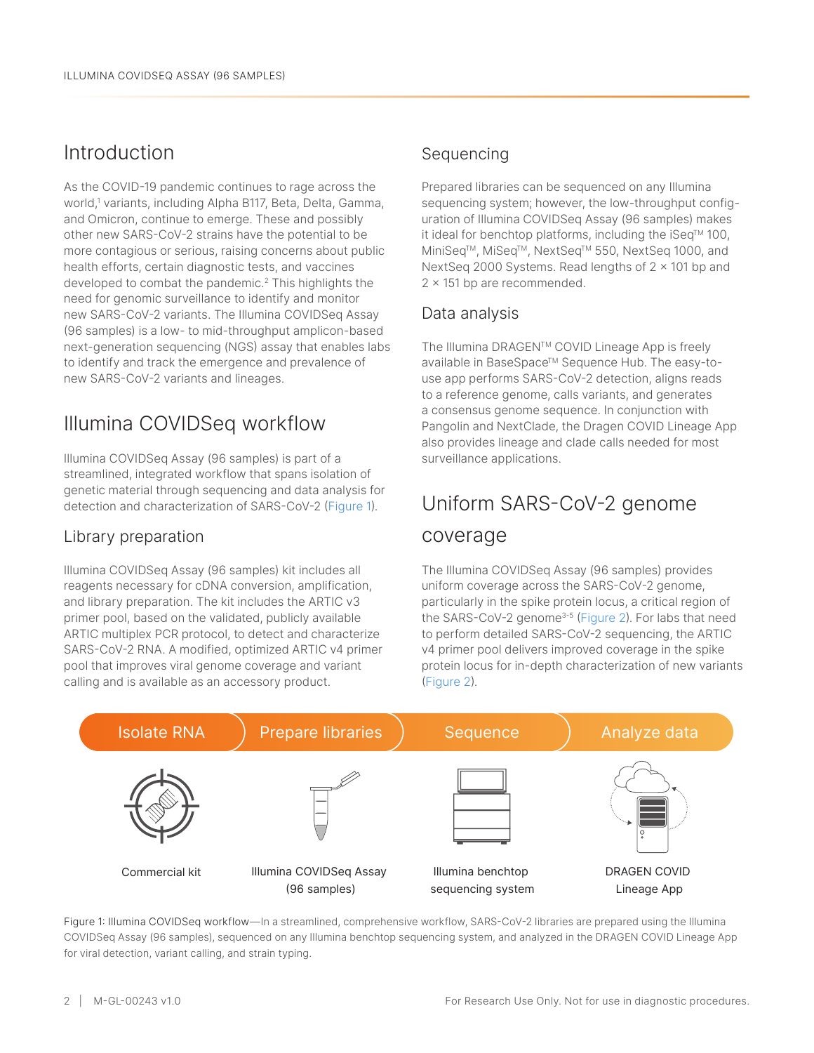# Introduction

As the COVID-19 pandemic continues to rage across the world,[1] variants, including Alpha B117, Beta, Delta, Gamma, and Omicron, continue to emerge. These and possibly other new SARS-CoV-2 strains have the potential to be more contagious or serious, raising concerns about public health efforts, certain diagnostic tests, and vaccines developed to combat the pandemic.[2] This highlights the need for genomic surveillance to identify and monitor new SARS-CoV-2 variants. The Illumina COVIDSeq Assay (96 samples) is a low- to mid-throughput amplicon-based next-generation sequencing (NGS) assay that enables labs to identify and track the emergence and prevalence of new SARS-CoV-2 variants and lineages.

# Illumina COVIDSeq workflow

Illumina COVIDSeq Assay (96 samples) is part of a streamlined, integrated workflow that spans isolation of genetic material through sequencing and data analysis for detection and characterization of SARS-CoV-2 (Figure 1).

## Library preparation

Illumina COVIDSeq Assay (96 samples) kit includes all reagents necessary for cDNA conversion, amplification, and library preparation. The kit includes the ARTIC v3 primer pool, based on the validated, publicly available ARTIC multiplex PCR protocol, to detect and characterize SARS-CoV-2 RNA. A modified, optimized ARTIC v4 primer pool that improves viral genome coverage and variant calling and is available as an accessory product.

## Sequencing

Prepared libraries can be sequenced on any Illumina sequencing system; however, the low-throughput configuration of Illumina COVIDSeq Assay (96 samples) makes it ideal for benchtop platforms, including the iSeq™ 100, MiniSeq™, MiSeq™, NextSeq™ 550, NextSeq 1000, and NextSeq 2000 Systems. Read lengths of 2 × 101 bp and 2 × 151 bp are recommended.

## Data analysis

The Illumina DRAGEN™ COVID Lineage App is freely available in BaseSpace™ Sequence Hub. The easy-to-use app performs SARS-CoV-2 detection, aligns reads to a reference genome, calls variants, and generates a consensus genome sequence. In conjunction with Pangolin and NextClade, the Dragen COVID Lineage App also provides lineage and clade calls needed for most surveillance applications.

# Uniform SARS-CoV-2 genome coverage

The Illumina COVIDSeq Assay (96 samples) provides uniform coverage across the SARS-CoV-2 genome, particularly in the spike protein locus, a critical region of the SARS-CoV-2 genome[3-5] (Figure 2). For labs that need to perform detailed SARS-CoV-2 sequencing, the ARTIC v4 primer pool delivers improved coverage in the spike protein locus for in-depth characterization of new variants (Figure 2).

Isolate RNA → Prepare libraries → Sequence → Analyze data

Commercial kit | Illumina COVIDSeq Assay (96 samples) | Illumina benchtop sequencing system | DRAGEN COVID Lineage App

Figure 1: Illumina COVIDSeq workflow—In a streamlined, comprehensive workflow, SARS-CoV-2 libraries are prepared using the Illumina COVIDSeq Assay (96 samples), sequenced on any Illumina benchtop sequencing system, and analyzed in the DRAGEN COVID Lineage App for viral detection, variant calling, and strain typing.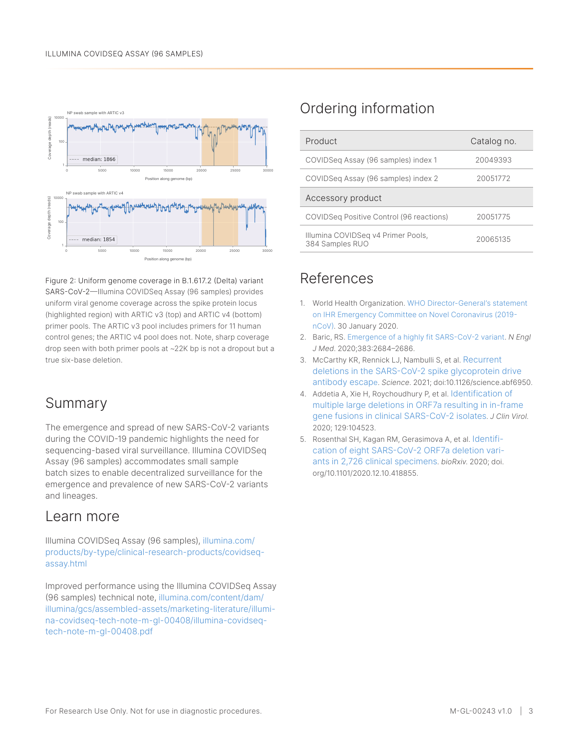Figure 2: Uniform genome coverage in B.1.617.2 (Delta) variant SARS-CoV-2—Illumina COVIDSeq Assay (96 samples) provides uniform viral genome coverage across the spike protein locus (highlighted region) with ARTIC v3 (top) and ARTIC v4 (bottom) primer pools. The ARTIC v3 pool includes primers for 11 human control genes; the ARTIC v4 pool does not. Note, sharp coverage drop seen with both primer pools at ~22K bp is not a dropout but a true six-base deletion.

## Summary

The emergence and spread of new SARS-CoV-2 variants during the COVID-19 pandemic highlights the need for sequencing-based viral surveillance. Illumina COVIDSeq Assay (96 samples) accommodates small sample batch sizes to enable decentralized surveillance for the emergence and prevalence of new SARS-CoV-2 variants and lineages.

## Learn more

Illumina COVIDSeq Assay (96 samples), illumina.com/products/by-type/clinical-research-products/covidseq-assay.html

Improved performance using the Illumina COVIDSeq Assay (96 samples) technical note, illumina.com/content/dam/illumina/gcs/assembled-assets/marketing-literature/illumina-covidseq-tech-note-m-gl-00408/illumina-covidseq-tech-note-m-gl-00408.pdf

## Ordering information

| Product | Catalog no. |
|---|---|
| COVIDSeq Assay (96 samples) index 1 | 20049393 |
| COVIDSeq Assay (96 samples) index 2 | 20051772 |
| **Accessory product** | |
| COVIDSeq Positive Control (96 reactions) | 20051775 |
| Illumina COVIDSeq v4 Primer Pools, 384 Samples RUO | 20065135 |

## References

1. World Health Organization. WHO Director-General's statement on IHR Emergency Committee on Novel Coronavirus (2019-nCoV). 30 January 2020.
2. Baric, RS. Emergence of a highly fit SARS-CoV-2 variant. *N Engl J Med*. 2020;383:2684–2686.
3. McCarthy KR, Rennick LJ, Nambulli S, et al. Recurrent deletions in the SARS-CoV-2 spike glycoprotein drive antibody escape. *Science*. 2021; doi:10.1126/science.abf6950.
4. Addetia A, Xie H, Roychoudhury P, et al. Identification of multiple large deletions in ORF7a resulting in in-frame gene fusions in clinical SARS-CoV-2 isolates. *J Clin Virol*. 2020; 129:104523.
5. Rosenthal SH, Kagan RM, Gerasimova A, et al. Identification of eight SARS-CoV-2 ORF7a deletion variants in 2,726 clinical specimens. *bioRxiv*. 2020; doi.org/10.1101/2020.12.10.418855.

For Research Use Only. Not for use in diagnostic procedures.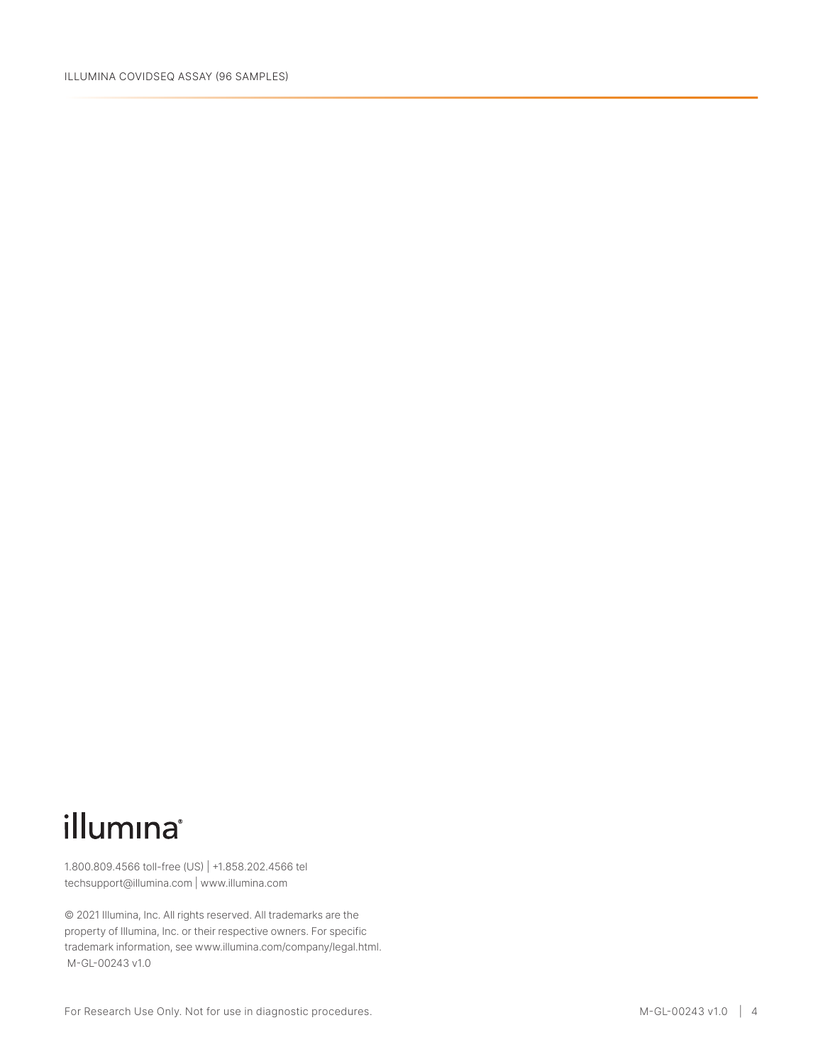illumina®

1.800.809.4566 toll-free (US) | +1.858.202.4566 tel
techsupport@illumina.com | www.illumina.com

© 2021 Illumina, Inc. All rights reserved. All trademarks are the property of Illumina, Inc. or their respective owners. For specific trademark information, see www.illumina.com/company/legal.html.
M-GL-00243 v1.0

For Research Use Only. Not for use in diagnostic procedures.